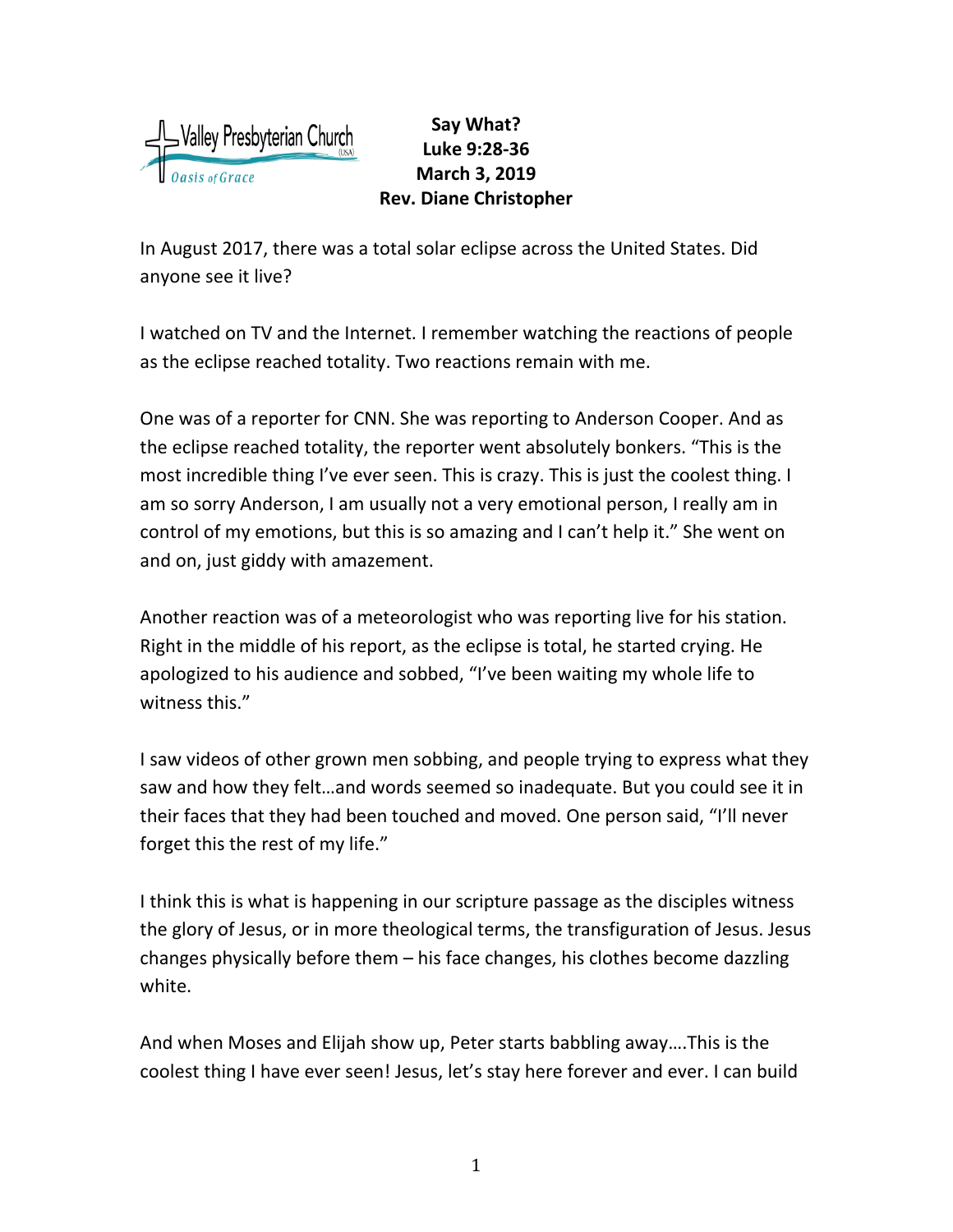Valley Presbyterian Church (USA)
*Oasis of Grace*

**Say What?**
**Luke 9:28-36**
**March 3, 2019**
**Rev. Diane Christopher**

In August 2017, there was a total solar eclipse across the United States. Did anyone see it live?

I watched on TV and the Internet. I remember watching the reactions of people as the eclipse reached totality. Two reactions remain with me.

One was of a reporter for CNN. She was reporting to Anderson Cooper. And as the eclipse reached totality, the reporter went absolutely bonkers. "This is the most incredible thing I've ever seen. This is crazy. This is just the coolest thing. I am so sorry Anderson, I am usually not a very emotional person, I really am in control of my emotions, but this is so amazing and I can't help it." She went on and on, just giddy with amazement.

Another reaction was of a meteorologist who was reporting live for his station. Right in the middle of his report, as the eclipse is total, he started crying. He apologized to his audience and sobbed, "I've been waiting my whole life to witness this."

I saw videos of other grown men sobbing, and people trying to express what they saw and how they felt…and words seemed so inadequate. But you could see it in their faces that they had been touched and moved. One person said, "I'll never forget this the rest of my life."

I think this is what is happening in our scripture passage as the disciples witness the glory of Jesus, or in more theological terms, the transfiguration of Jesus. Jesus changes physically before them – his face changes, his clothes become dazzling white.

And when Moses and Elijah show up, Peter starts babbling away….This is the coolest thing I have ever seen! Jesus, let's stay here forever and ever. I can build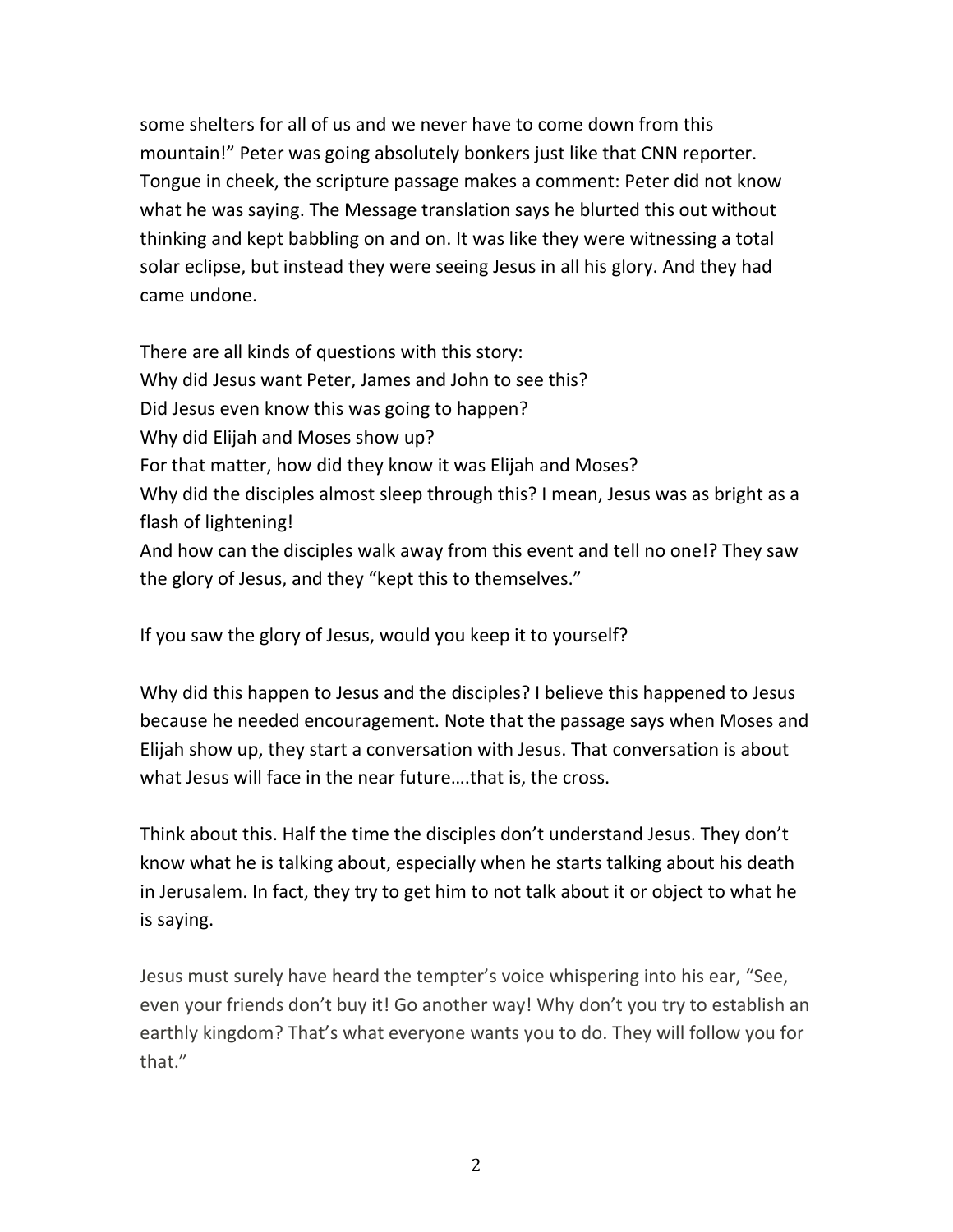some shelters for all of us and we never have to come down from this mountain!" Peter was going absolutely bonkers just like that CNN reporter. Tongue in cheek, the scripture passage makes a comment: Peter did not know what he was saying. The Message translation says he blurted this out without thinking and kept babbling on and on. It was like they were witnessing a total solar eclipse, but instead they were seeing Jesus in all his glory. And they had came undone.

There are all kinds of questions with this story:
Why did Jesus want Peter, James and John to see this?
Did Jesus even know this was going to happen?
Why did Elijah and Moses show up?
For that matter, how did they know it was Elijah and Moses?
Why did the disciples almost sleep through this? I mean, Jesus was as bright as a flash of lightening!
And how can the disciples walk away from this event and tell no one!? They saw the glory of Jesus, and they "kept this to themselves."

If you saw the glory of Jesus, would you keep it to yourself?

Why did this happen to Jesus and the disciples? I believe this happened to Jesus because he needed encouragement. Note that the passage says when Moses and Elijah show up, they start a conversation with Jesus. That conversation is about what Jesus will face in the near future….that is, the cross.

Think about this. Half the time the disciples don't understand Jesus. They don't know what he is talking about, especially when he starts talking about his death in Jerusalem. In fact, they try to get him to not talk about it or object to what he is saying.

Jesus must surely have heard the tempter's voice whispering into his ear, "See, even your friends don't buy it! Go another way! Why don't you try to establish an earthly kingdom? That's what everyone wants you to do. They will follow you for that."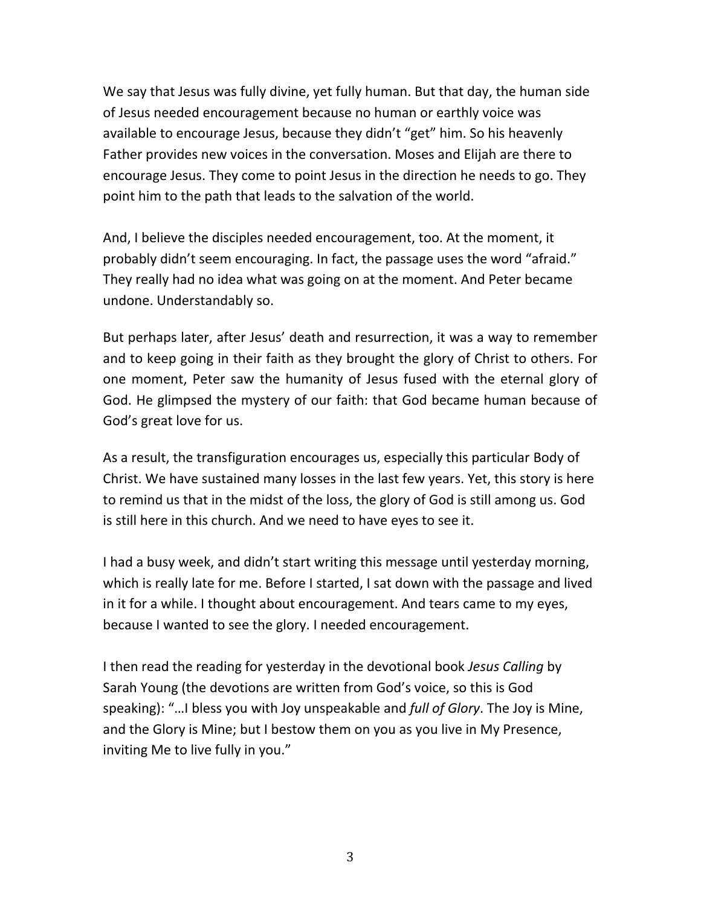We say that Jesus was fully divine, yet fully human. But that day, the human side of Jesus needed encouragement because no human or earthly voice was available to encourage Jesus, because they didn't "get" him. So his heavenly Father provides new voices in the conversation. Moses and Elijah are there to encourage Jesus. They come to point Jesus in the direction he needs to go. They point him to the path that leads to the salvation of the world.

And, I believe the disciples needed encouragement, too. At the moment, it probably didn't seem encouraging. In fact, the passage uses the word "afraid." They really had no idea what was going on at the moment. And Peter became undone. Understandably so.

But perhaps later, after Jesus' death and resurrection, it was a way to remember and to keep going in their faith as they brought the glory of Christ to others. For one moment, Peter saw the humanity of Jesus fused with the eternal glory of God. He glimpsed the mystery of our faith: that God became human because of God's great love for us.

As a result, the transfiguration encourages us, especially this particular Body of Christ. We have sustained many losses in the last few years. Yet, this story is here to remind us that in the midst of the loss, the glory of God is still among us. God is still here in this church. And we need to have eyes to see it.

I had a busy week, and didn't start writing this message until yesterday morning, which is really late for me. Before I started, I sat down with the passage and lived in it for a while. I thought about encouragement. And tears came to my eyes, because I wanted to see the glory. I needed encouragement.

I then read the reading for yesterday in the devotional book *Jesus Calling* by Sarah Young (the devotions are written from God's voice, so this is God speaking): "…I bless you with Joy unspeakable and *full of Glory*. The Joy is Mine, and the Glory is Mine; but I bestow them on you as you live in My Presence, inviting Me to live fully in you."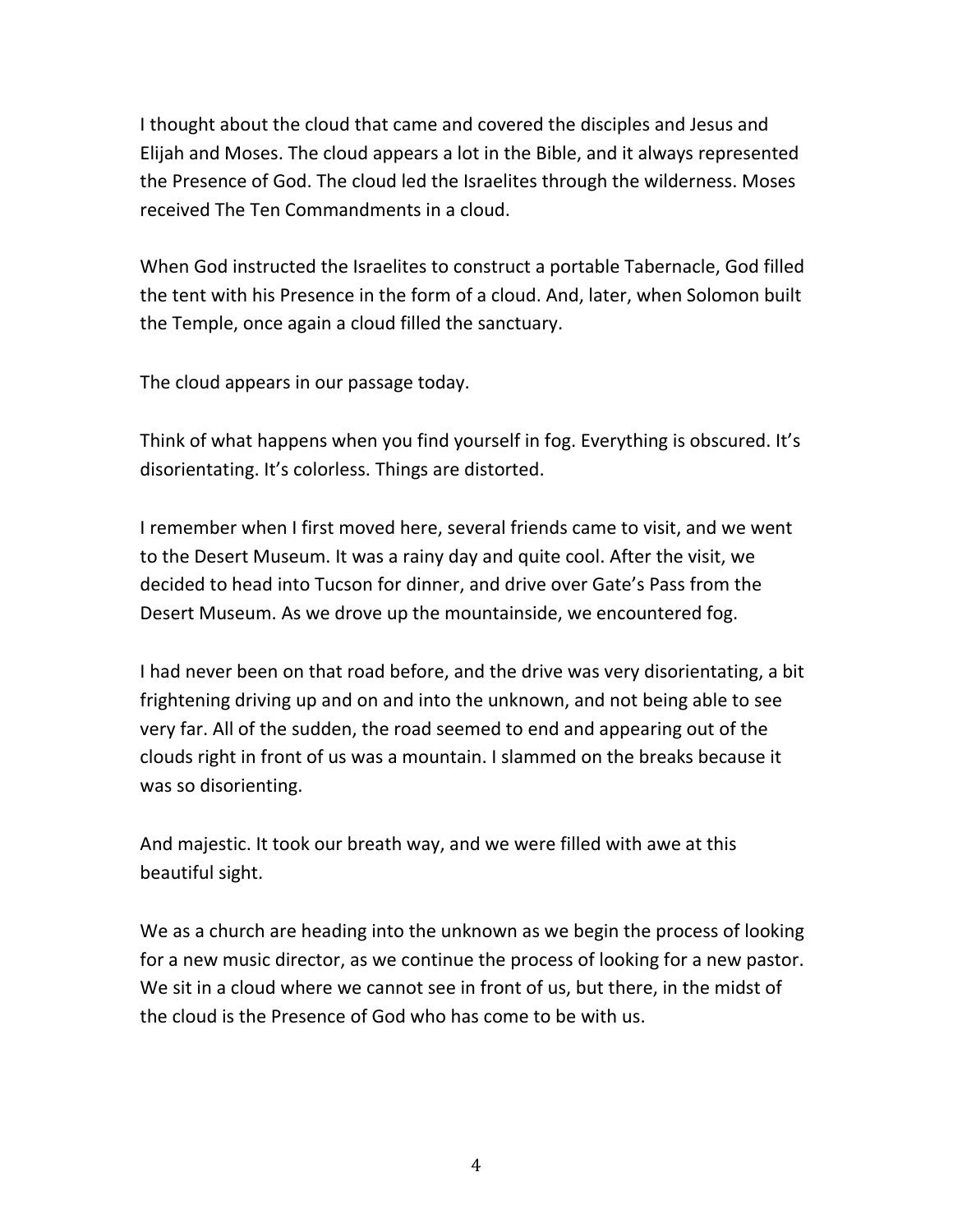I thought about the cloud that came and covered the disciples and Jesus and Elijah and Moses. The cloud appears a lot in the Bible, and it always represented the Presence of God. The cloud led the Israelites through the wilderness. Moses received The Ten Commandments in a cloud.

When God instructed the Israelites to construct a portable Tabernacle, God filled the tent with his Presence in the form of a cloud. And, later, when Solomon built the Temple, once again a cloud filled the sanctuary.

The cloud appears in our passage today.

Think of what happens when you find yourself in fog. Everything is obscured. It's disorientating. It's colorless. Things are distorted.

I remember when I first moved here, several friends came to visit, and we went to the Desert Museum. It was a rainy day and quite cool. After the visit, we decided to head into Tucson for dinner, and drive over Gate's Pass from the Desert Museum. As we drove up the mountainside, we encountered fog.

I had never been on that road before, and the drive was very disorientating, a bit frightening driving up and on and into the unknown, and not being able to see very far. All of the sudden, the road seemed to end and appearing out of the clouds right in front of us was a mountain. I slammed on the breaks because it was so disorienting.

And majestic. It took our breath way, and we were filled with awe at this beautiful sight.

We as a church are heading into the unknown as we begin the process of looking for a new music director, as we continue the process of looking for a new pastor. We sit in a cloud where we cannot see in front of us, but there, in the midst of the cloud is the Presence of God who has come to be with us.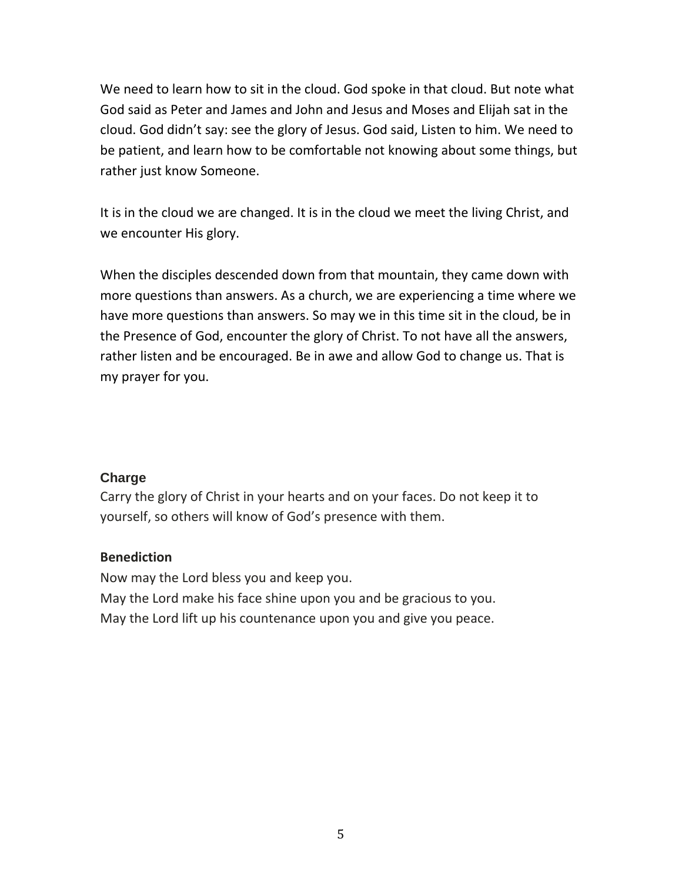We need to learn how to sit in the cloud. God spoke in that cloud. But note what God said as Peter and James and John and Jesus and Moses and Elijah sat in the cloud. God didn't say: see the glory of Jesus. God said, Listen to him. We need to be patient, and learn how to be comfortable not knowing about some things, but rather just know Someone.

It is in the cloud we are changed. It is in the cloud we meet the living Christ, and we encounter His glory.

When the disciples descended down from that mountain, they came down with more questions than answers. As a church, we are experiencing a time where we have more questions than answers. So may we in this time sit in the cloud, be in the Presence of God, encounter the glory of Christ. To not have all the answers, rather listen and be encouraged. Be in awe and allow God to change us. That is my prayer for you.

**Charge**

Carry the glory of Christ in your hearts and on your faces. Do not keep it to yourself, so others will know of God's presence with them.

**Benediction**

Now may the Lord bless you and keep you.
May the Lord make his face shine upon you and be gracious to you.
May the Lord lift up his countenance upon you and give you peace.